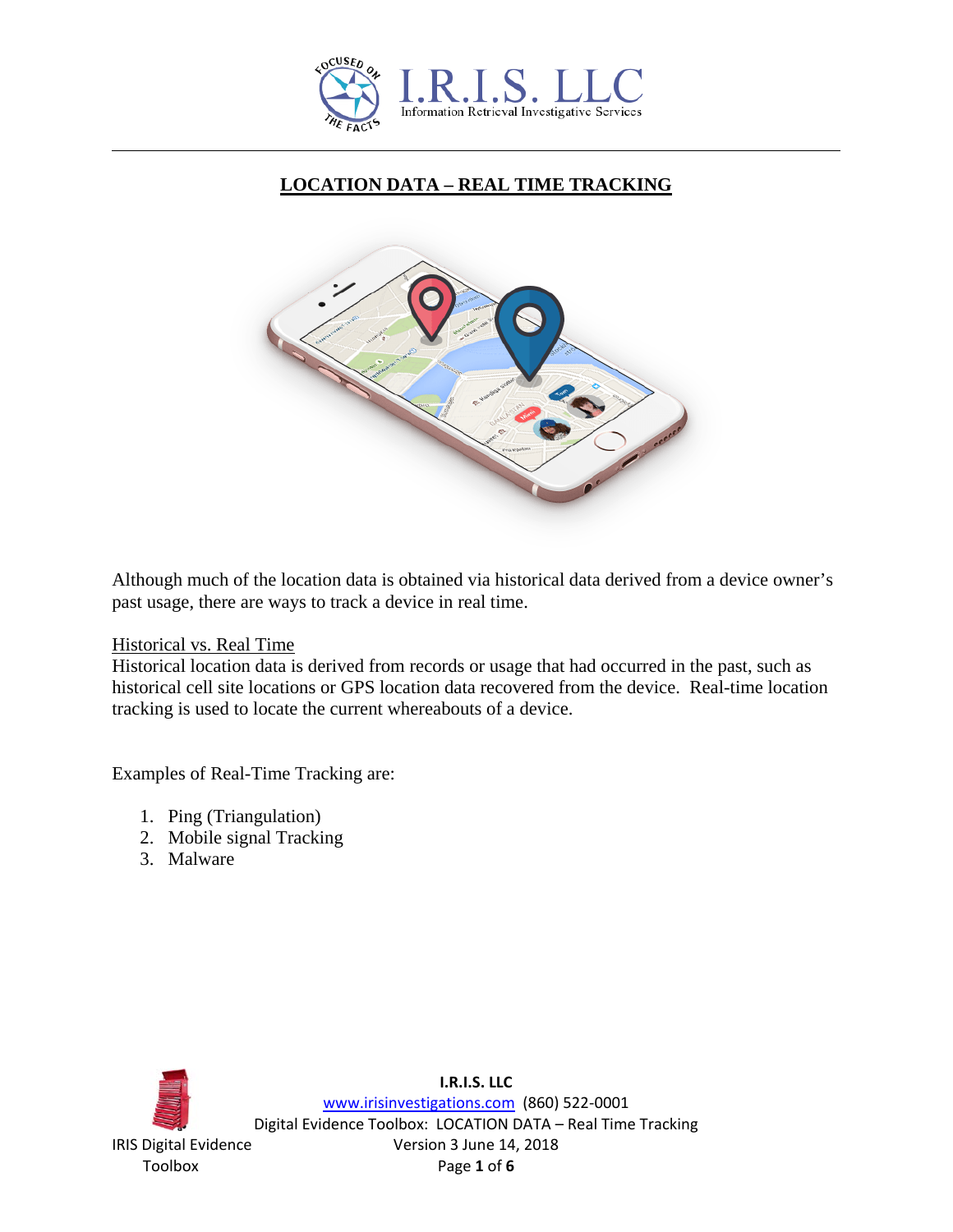# LOCATION DATA – REAL TIME TRACKING

Although much of the location data is obtained via historical data derived from a device owner's past usage, there are ways to track a device in real time.

## Historical vs. Real Time

Historical location data is derived from records or usage that had occurred in the past, such as historical cell site locations or GPS location data recovered from the device. Real-time location tracking is used to locate the current whereabouts of a device.

Examples of Real-Time Tracking are:

1. Ping (Triangulation)
2. Mobile signal Tracking
3. Malware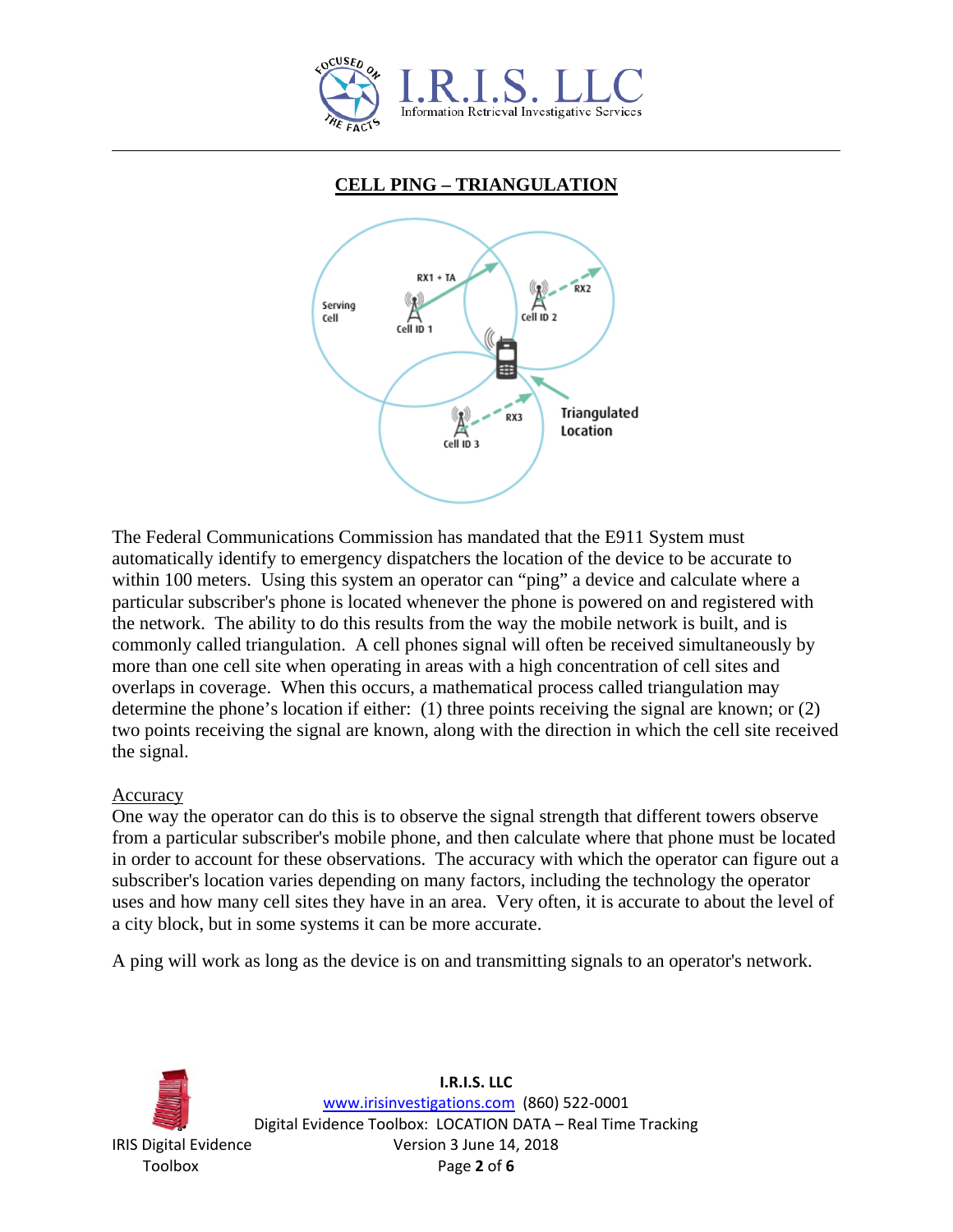## CELL PING – TRIANGULATION

The Federal Communications Commission has mandated that the E911 System must automatically identify to emergency dispatchers the location of the device to be accurate to within 100 meters. Using this system an operator can "ping" a device and calculate where a particular subscriber's phone is located whenever the phone is powered on and registered with the network. The ability to do this results from the way the mobile network is built, and is commonly called triangulation. A cell phones signal will often be received simultaneously by more than one cell site when operating in areas with a high concentration of cell sites and overlaps in coverage. When this occurs, a mathematical process called triangulation may determine the phone's location if either: (1) three points receiving the signal are known; or (2) two points receiving the signal are known, along with the direction in which the cell site received the signal.

### Accuracy

One way the operator can do this is to observe the signal strength that different towers observe from a particular subscriber's mobile phone, and then calculate where that phone must be located in order to account for these observations. The accuracy with which the operator can figure out a subscriber's location varies depending on many factors, including the technology the operator uses and how many cell sites they have in an area. Very often, it is accurate to about the level of a city block, but in some systems it can be more accurate.

A ping will work as long as the device is on and transmitting signals to an operator's network.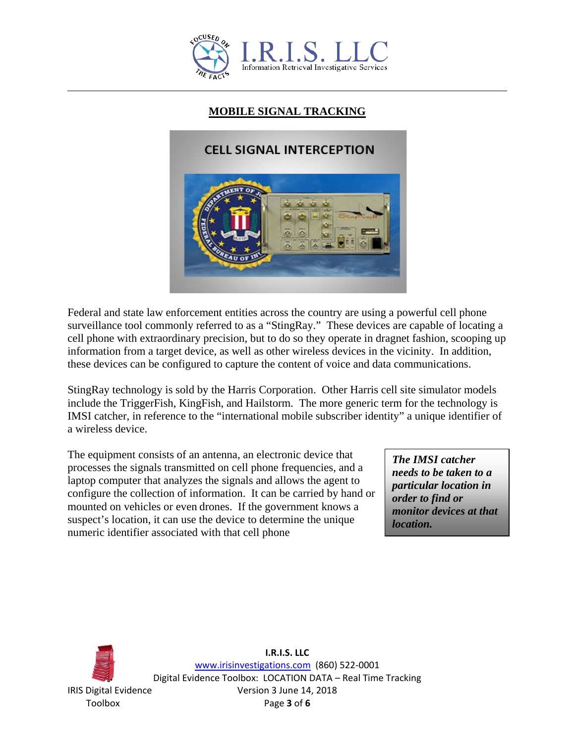## MOBILE SIGNAL TRACKING

Federal and state law enforcement entities across the country are using a powerful cell phone surveillance tool commonly referred to as a "StingRay." These devices are capable of locating a cell phone with extraordinary precision, but to do so they operate in dragnet fashion, scooping up information from a target device, as well as other wireless devices in the vicinity. In addition, these devices can be configured to capture the content of voice and data communications.

StingRay technology is sold by the Harris Corporation. Other Harris cell site simulator models include the TriggerFish, KingFish, and Hailstorm. The more generic term for the technology is IMSI catcher, in reference to the "international mobile subscriber identity" a unique identifier of a wireless device.

The equipment consists of an antenna, an electronic device that processes the signals transmitted on cell phone frequencies, and a laptop computer that analyzes the signals and allows the agent to configure the collection of information. It can be carried by hand or mounted on vehicles or even drones. If the government knows a suspect's location, it can use the device to determine the unique numeric identifier associated with that cell phone

***The IMSI catcher needs to be taken to a particular location in order to find or monitor devices at that location.***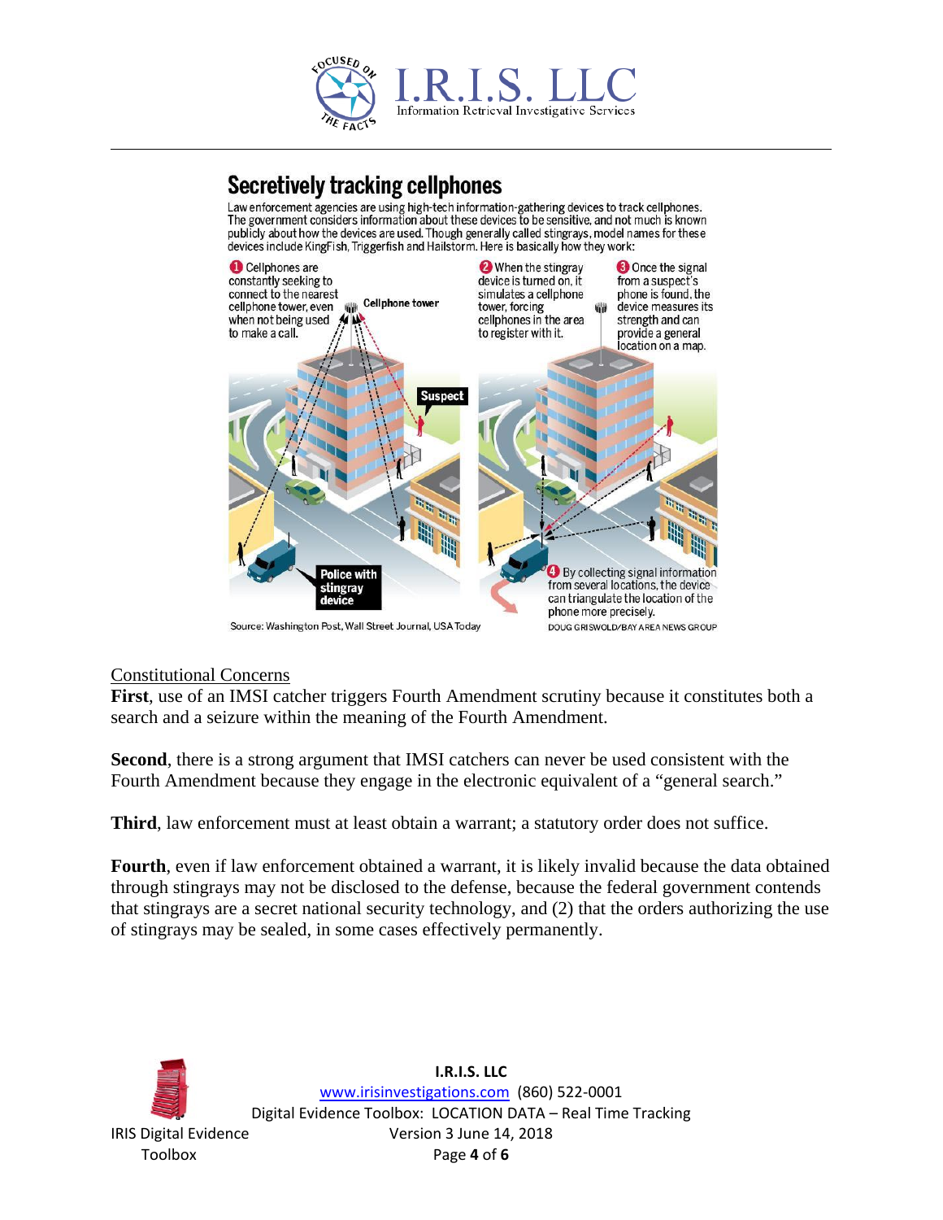## Secretively tracking cellphones

Law enforcement agencies are using high-tech information-gathering devices to track cellphones. The government considers information about these devices to be sensitive, and not much is known publicly about how the devices are used. Though generally called stingrays, model names for these devices include KingFish, Triggerfish and Hailstorm. Here is basically how they work:

1. Cellphones are constantly seeking to connect to the nearest cellphone tower, even when not being used to make a call.
2. When the stingray device is turned on, it simulates a cellphone tower, forcing cellphones in the area to register with it.
3. Once the signal from a suspect's phone is found, the device measures its strength and can provide a general location on a map.
4. By collecting signal information from several locations, the device can triangulate the location of the phone more precisely.

Cellphone tower

Suspect

Police with stingray device

Source: Washington Post, Wall Street Journal, USA Today

DOUG GRISWOLD/BAY AREA NEWS GROUP

<u>Constitutional Concerns</u>

**First**, use of an IMSI catcher triggers Fourth Amendment scrutiny because it constitutes both a search and a seizure within the meaning of the Fourth Amendment.

**Second**, there is a strong argument that IMSI catchers can never be used consistent with the Fourth Amendment because they engage in the electronic equivalent of a "general search."

**Third**, law enforcement must at least obtain a warrant; a statutory order does not suffice.

**Fourth**, even if law enforcement obtained a warrant, it is likely invalid because the data obtained through stingrays may not be disclosed to the defense, because the federal government contends that stingrays are a secret national security technology, and (2) that the orders authorizing the use of stingrays may be sealed, in some cases effectively permanently.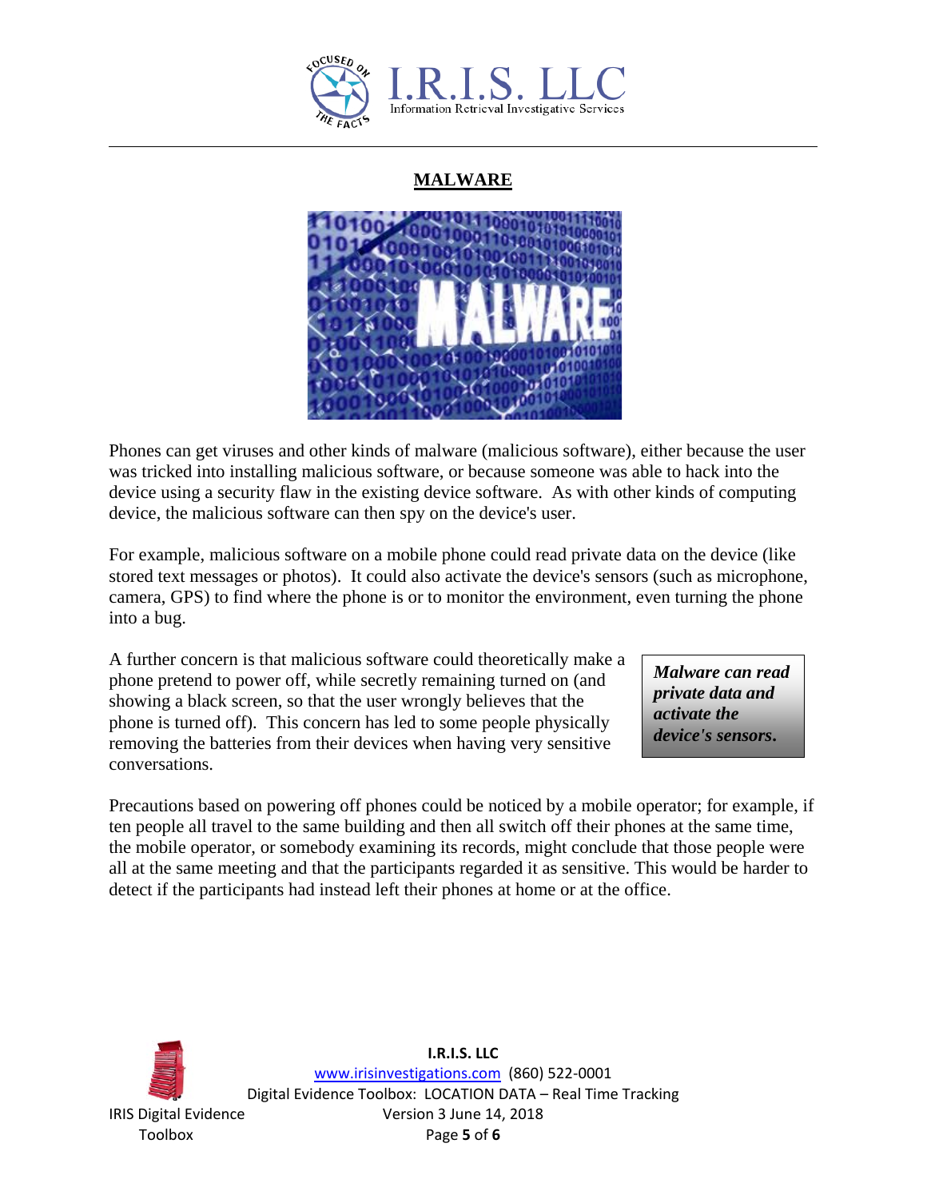## MALWARE

Phones can get viruses and other kinds of malware (malicious software), either because the user was tricked into installing malicious software, or because someone was able to hack into the device using a security flaw in the existing device software. As with other kinds of computing device, the malicious software can then spy on the device's user.

For example, malicious software on a mobile phone could read private data on the device (like stored text messages or photos). It could also activate the device's sensors (such as microphone, camera, GPS) to find where the phone is or to monitor the environment, even turning the phone into a bug.

A further concern is that malicious software could theoretically make a phone pretend to power off, while secretly remaining turned on (and showing a black screen, so that the user wrongly believes that the phone is turned off). This concern has led to some people physically removing the batteries from their devices when having very sensitive conversations.

> ***Malware can read private data and activate the device's sensors.***

Precautions based on powering off phones could be noticed by a mobile operator; for example, if ten people all travel to the same building and then all switch off their phones at the same time, the mobile operator, or somebody examining its records, might conclude that those people were all at the same meeting and that the participants regarded it as sensitive. This would be harder to detect if the participants had instead left their phones at home or at the office.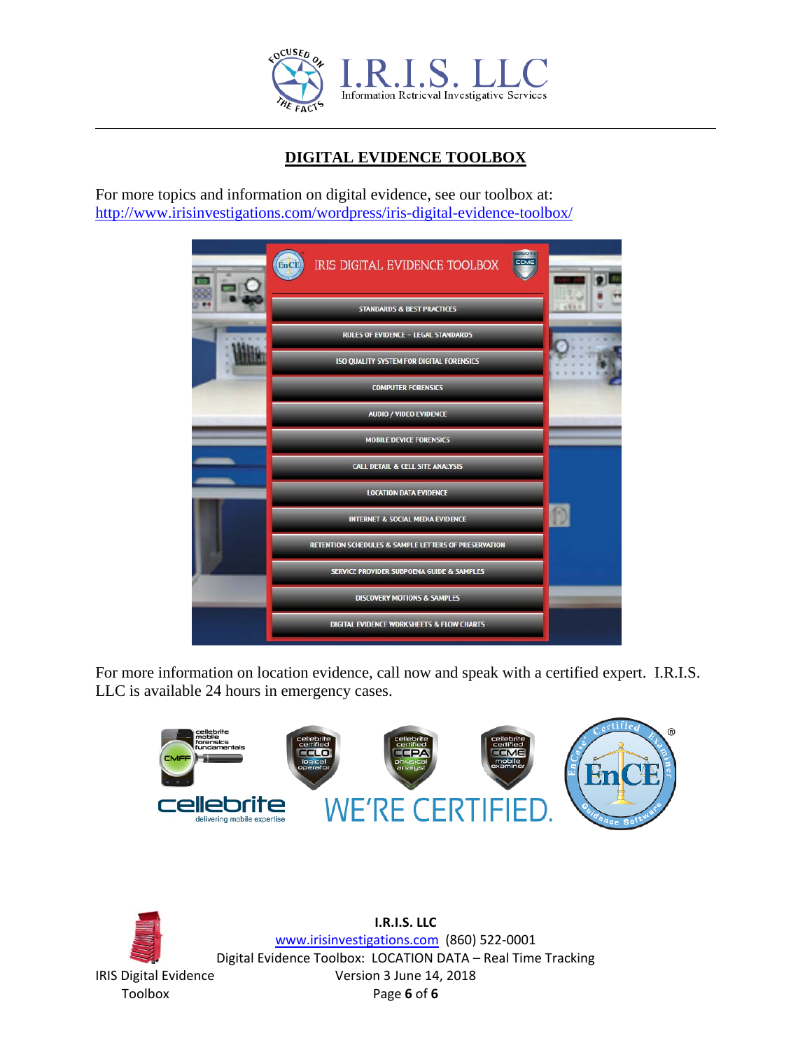## DIGITAL EVIDENCE TOOLBOX

For more topics and information on digital evidence, see our toolbox at: http://www.irisinvestigations.com/wordpress/iris-digital-evidence-toolbox/

IRIS DIGITAL EVIDENCE TOOLBOX

- STANDARDS & BEST PRACTICES
- RULES OF EVIDENCE – LEGAL STANDARDS
- ISO QUALITY SYSTEM FOR DIGITAL FORENSICS
- COMPUTER FORENSICS
- AUDIO / VIDEO EVIDENCE
- MOBILE DEVICE FORENSICS
- CALL DETAIL & CELL SITE ANALYSIS
- LOCATION DATA EVIDENCE
- INTERNET & SOCIAL MEDIA EVIDENCE
- RETENTION SCHEDULES & SAMPLE LETTERS OF PRESERVATION
- SERVICE PROVIDER SUBPOENA GUIDE & SAMPLES
- DISCOVERY MOTIONS & SAMPLES
- DIGITAL EVIDENCE WORKSHEETS & FLOW CHARTS

For more information on location evidence, call now and speak with a certified expert. I.R.I.S. LLC is available 24 hours in emergency cases.

WE'RE CERTIFIED.